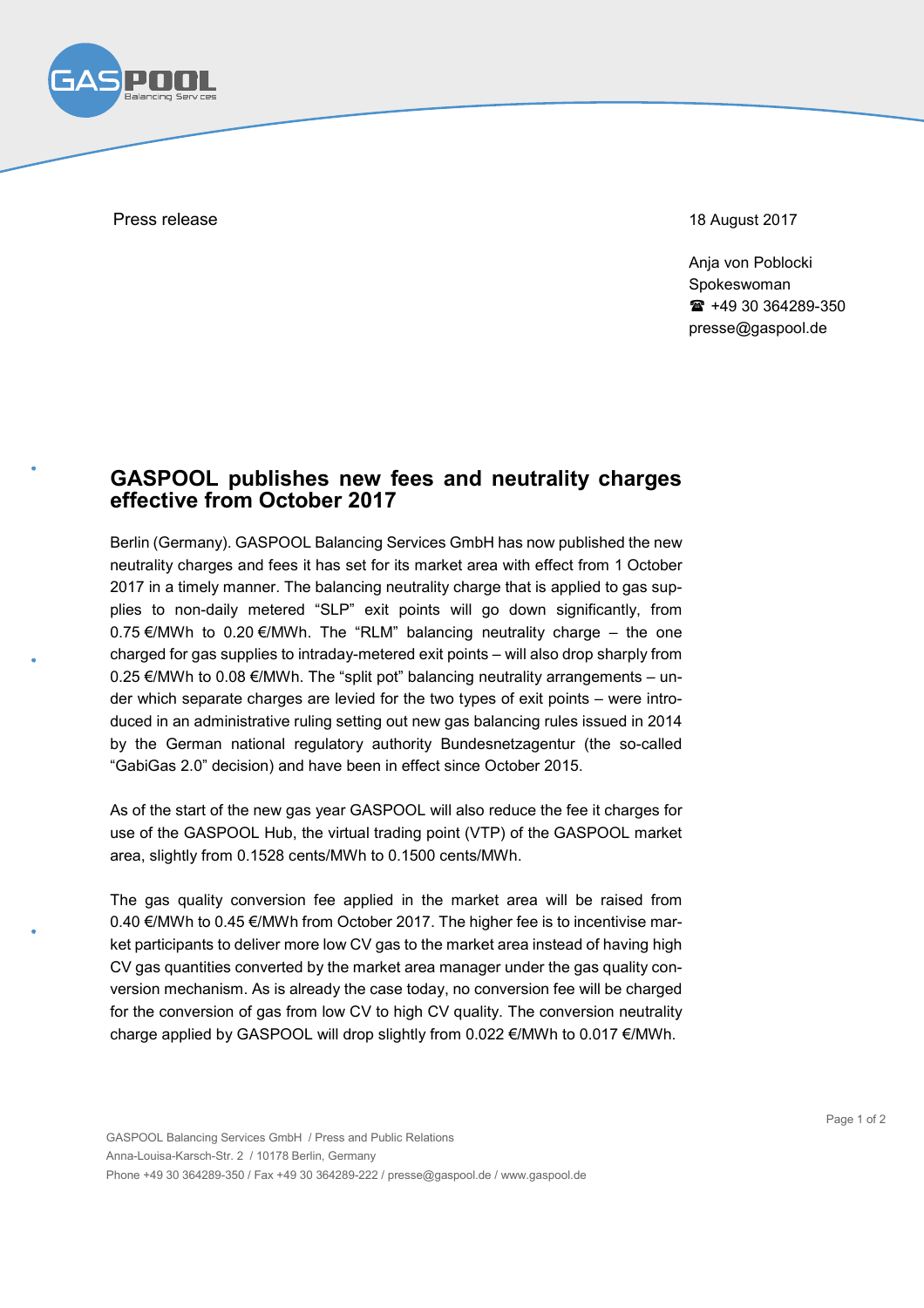Press release

18 August 2017

Anja von Poblocki
Spokeswoman
☎ +49 30 364289-350
presse@gaspool.de

# GASPOOL publishes new fees and neutrality charges effective from October 2017

Berlin (Germany). GASPOOL Balancing Services GmbH has now published the new neutrality charges and fees it has set for its market area with effect from 1 October 2017 in a timely manner. The balancing neutrality charge that is applied to gas supplies to non-daily metered "SLP" exit points will go down significantly, from 0.75 €/MWh to 0.20 €/MWh. The "RLM" balancing neutrality charge – the one charged for gas supplies to intraday-metered exit points – will also drop sharply from 0.25 €/MWh to 0.08 €/MWh. The "split pot" balancing neutrality arrangements – under which separate charges are levied for the two types of exit points – were introduced in an administrative ruling setting out new gas balancing rules issued in 2014 by the German national regulatory authority Bundesnetzagentur (the so-called "GabiGas 2.0" decision) and have been in effect since October 2015.

As of the start of the new gas year GASPOOL will also reduce the fee it charges for use of the GASPOOL Hub, the virtual trading point (VTP) of the GASPOOL market area, slightly from 0.1528 cents/MWh to 0.1500 cents/MWh.

The gas quality conversion fee applied in the market area will be raised from 0.40 €/MWh to 0.45 €/MWh from October 2017. The higher fee is to incentivise market participants to deliver more low CV gas to the market area instead of having high CV gas quantities converted by the market area manager under the gas quality conversion mechanism. As is already the case today, no conversion fee will be charged for the conversion of gas from low CV to high CV quality. The conversion neutrality charge applied by GASPOOL will drop slightly from 0.022 €/MWh to 0.017 €/MWh.

GASPOOL Balancing Services GmbH / Press and Public Relations
Anna-Louisa-Karsch-Str. 2 / 10178 Berlin, Germany
Phone +49 30 364289-350 / Fax +49 30 364289-222 / presse@gaspool.de / www.gaspool.de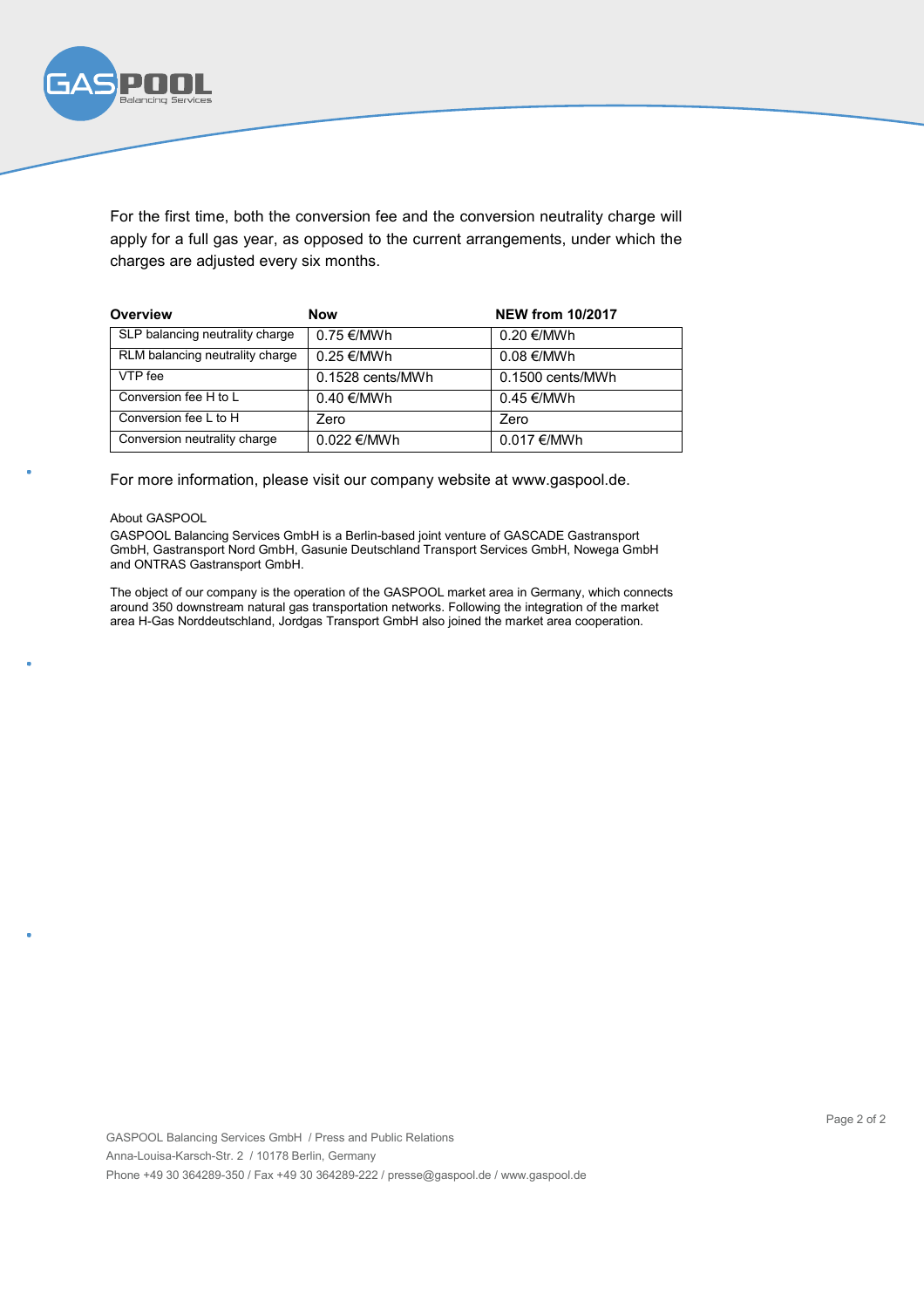For the first time, both the conversion fee and the conversion neutrality charge will apply for a full gas year, as opposed to the current arrangements, under which the charges are adjusted every six months.

| Overview | Now | NEW from 10/2017 |
| --- | --- | --- |
| SLP balancing neutrality charge | 0.75 €/MWh | 0.20 €/MWh |
| RLM balancing neutrality charge | 0.25 €/MWh | 0.08 €/MWh |
| VTP fee | 0.1528 cents/MWh | 0.1500 cents/MWh |
| Conversion fee H to L | 0.40 €/MWh | 0.45 €/MWh |
| Conversion fee L to H | Zero | Zero |
| Conversion neutrality charge | 0.022 €/MWh | 0.017 €/MWh |

For more information, please visit our company website at www.gaspool.de.

About GASPOOL

GASPOOL Balancing Services GmbH is a Berlin-based joint venture of GASCADE Gastransport GmbH, Gastransport Nord GmbH, Gasunie Deutschland Transport Services GmbH, Nowega GmbH and ONTRAS Gastransport GmbH.

The object of our company is the operation of the GASPOOL market area in Germany, which connects around 350 downstream natural gas transportation networks. Following the integration of the market area H-Gas Norddeutschland, Jordgas Transport GmbH also joined the market area cooperation.

GASPOOL Balancing Services GmbH / Press and Public Relations
Anna-Louisa-Karsch-Str. 2 / 10178 Berlin, Germany
Phone +49 30 364289-350 / Fax +49 30 364289-222 / presse@gaspool.de / www.gaspool.de